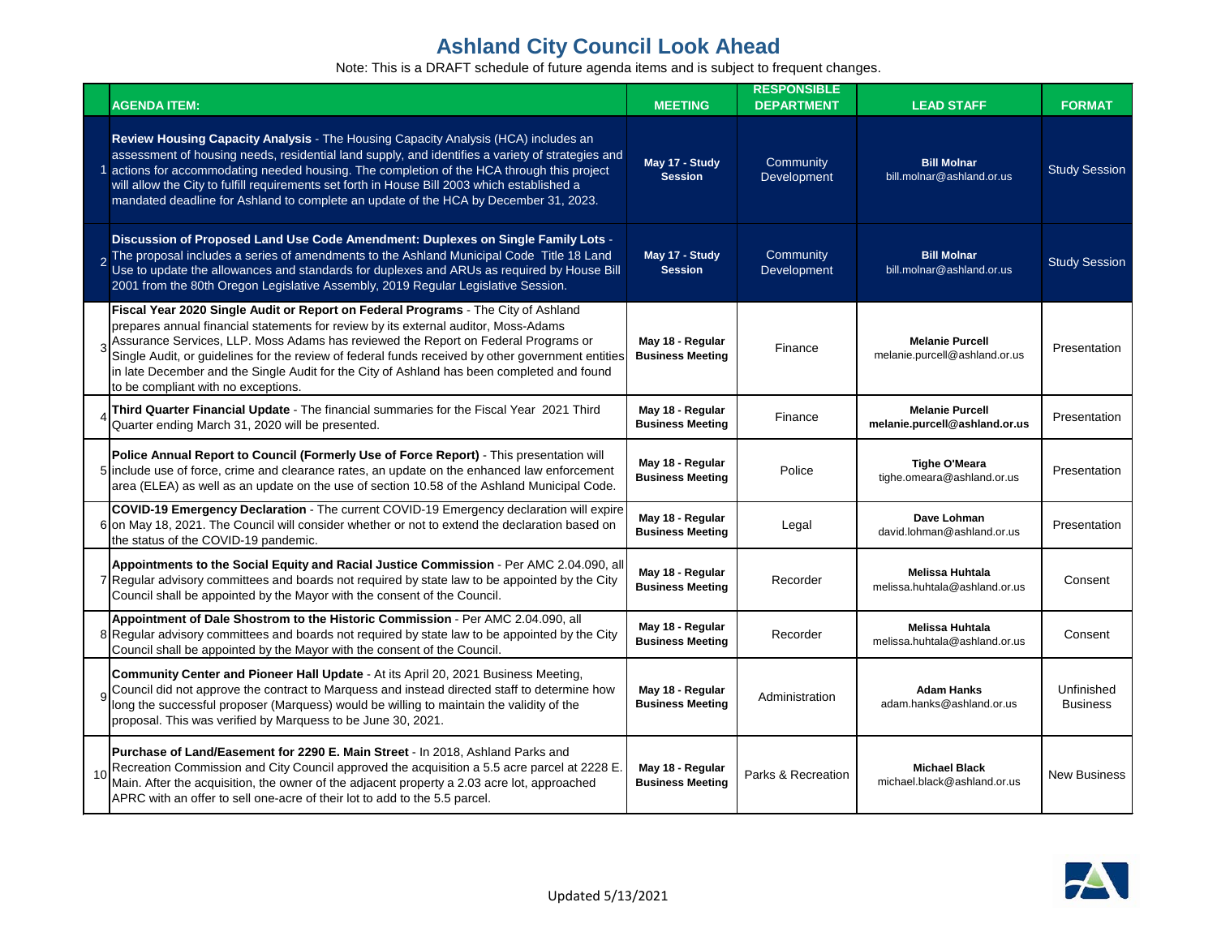# Ashland City Council Look Ahead

Note: This is a DRAFT schedule of future agenda items and is subject to frequent changes.

| | AGENDA ITEM: | MEETING | RESPONSIBLE DEPARTMENT | LEAD STAFF | FORMAT |
|---|---|---|---|---|---|
| 1 | **Review Housing Capacity Analysis** - The Housing Capacity Analysis (HCA) includes an assessment of housing needs, residential land supply, and identifies a variety of strategies and actions for accommodating needed housing. The completion of the HCA through this project will allow the City to fulfill requirements set forth in House Bill 2003 which established a mandated deadline for Ashland to complete an update of the HCA by December 31, 2023. | **May 17 - Study Session** | Community Development | **Bill Molnar** bill.molnar@ashland.or.us | Study Session |
| 2 | **Discussion of Proposed Land Use Code Amendment: Duplexes on Single Family Lots** - The proposal includes a series of amendments to the Ashland Municipal Code Title 18 Land Use to update the allowances and standards for duplexes and ARUs as required by House Bill 2001 from the 80th Oregon Legislative Assembly, 2019 Regular Legislative Session. | **May 17 - Study Session** | Community Development | **Bill Molnar** bill.molnar@ashland.or.us | Study Session |
| 3 | **Fiscal Year 2020 Single Audit or Report on Federal Programs** - The City of Ashland prepares annual financial statements for review by its external auditor, Moss-Adams Assurance Services, LLP. Moss Adams has reviewed the Report on Federal Programs or Single Audit, or guidelines for the review of federal funds received by other government entities in late December and the Single Audit for the City of Ashland has been completed and found to be compliant with no exceptions. | **May 18 - Regular Business Meeting** | Finance | **Melanie Purcell** melanie.purcell@ashland.or.us | Presentation |
| 4 | **Third Quarter Financial Update** - The financial summaries for the Fiscal Year 2021 Third Quarter ending March 31, 2020 will be presented. | **May 18 - Regular Business Meeting** | Finance | **Melanie Purcell** **melanie.purcell@ashland.or.us** | Presentation |
| 5 | **Police Annual Report to Council (Formerly Use of Force Report)** - This presentation will include use of force, crime and clearance rates, an update on the enhanced law enforcement area (ELEA) as well as an update on the use of section 10.58 of the Ashland Municipal Code. | **May 18 - Regular Business Meeting** | Police | **Tighe O'Meara** tighe.omeara@ashland.or.us | Presentation |
| 6 | **COVID-19 Emergency Declaration** - The current COVID-19 Emergency declaration will expire on May 18, 2021. The Council will consider whether or not to extend the declaration based on the status of the COVID-19 pandemic. | **May 18 - Regular Business Meeting** | Legal | **Dave Lohman** david.lohman@ashland.or.us | Presentation |
| 7 | **Appointments to the Social Equity and Racial Justice Commission** - Per AMC 2.04.090, all Regular advisory committees and boards not required by state law to be appointed by the City Council shall be appointed by the Mayor with the consent of the Council. | **May 18 - Regular Business Meeting** | Recorder | **Melissa Huhtala** melissa.huhtala@ashland.or.us | Consent |
| 8 | **Appointment of Dale Shostrom to the Historic Commission** - Per AMC 2.04.090, all Regular advisory committees and boards not required by state law to be appointed by the City Council shall be appointed by the Mayor with the consent of the Council. | **May 18 - Regular Business Meeting** | Recorder | **Melissa Huhtala** melissa.huhtala@ashland.or.us | Consent |
| 9 | **Community Center and Pioneer Hall Update** - At its April 20, 2021 Business Meeting, Council did not approve the contract to Marquess and instead directed staff to determine how long the successful proposer (Marquess) would be willing to maintain the validity of the proposal. This was verified by Marquess to be June 30, 2021. | **May 18 - Regular Business Meeting** | Administration | **Adam Hanks** adam.hanks@ashland.or.us | Unfinished Business |
| 10 | **Purchase of Land/Easement for 2290 E. Main Street** - In 2018, Ashland Parks and Recreation Commission and City Council approved the acquisition a 5.5 acre parcel at 2228 E. Main. After the acquisition, the owner of the adjacent property a 2.03 acre lot, approached APRC with an offer to sell one-acre of their lot to add to the 5.5 parcel. | **May 18 - Regular Business Meeting** | Parks & Recreation | **Michael Black** michael.black@ashland.or.us | New Business |

Updated 5/13/2021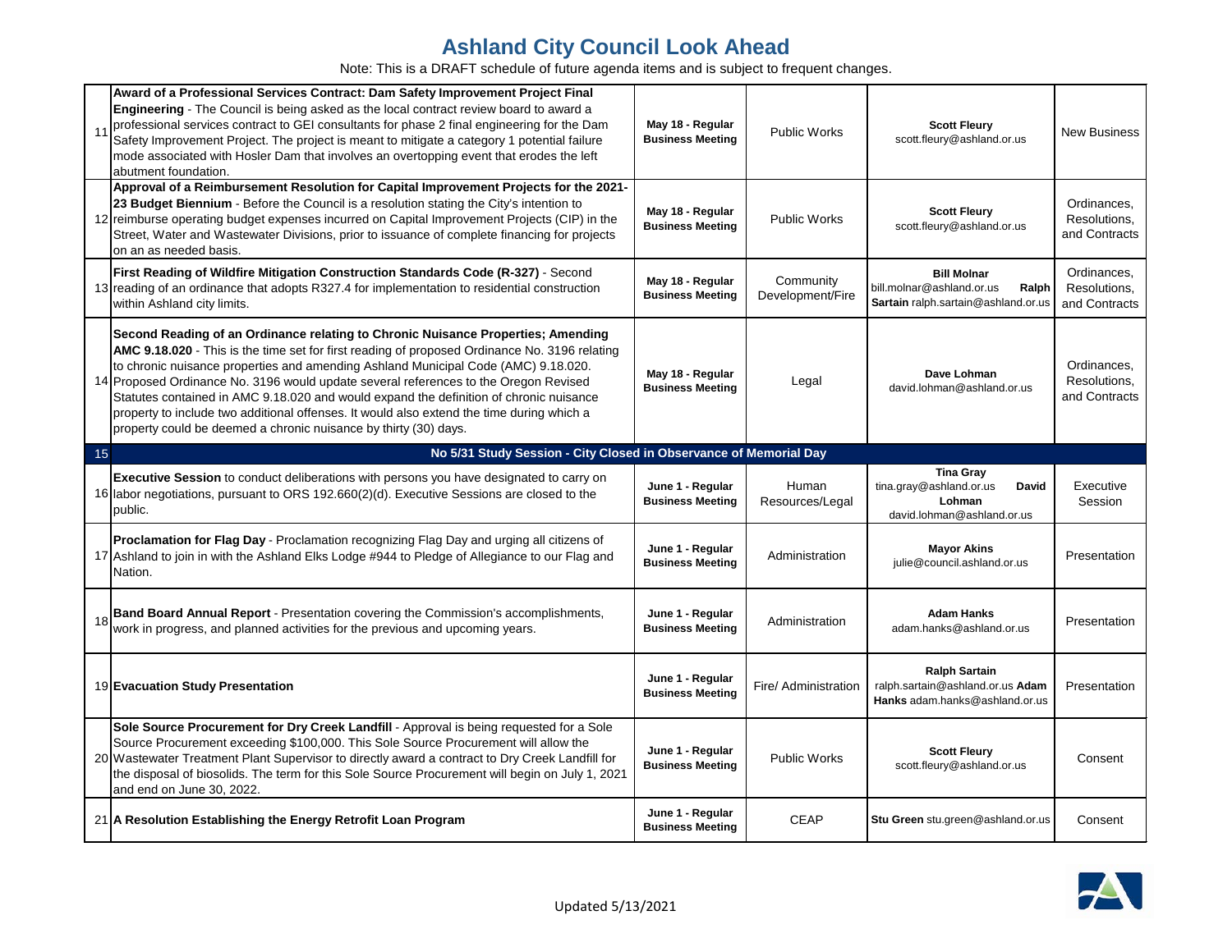# Ashland City Council Look Ahead

Note: This is a DRAFT schedule of future agenda items and is subject to frequent changes.

| # | Item | Meeting | Department | Contact | Category |
|---|---|---|---|---|---|
| 11 | **Award of a Professional Services Contract: Dam Safety Improvement Project Final Engineering** - The Council is being asked as the local contract review board to award a professional services contract to GEI consultants for phase 2 final engineering for the Dam Safety Improvement Project. The project is meant to mitigate a category 1 potential failure mode associated with Hosler Dam that involves an overtopping event that erodes the left abutment foundation. | **May 18 - Regular Business Meeting** | Public Works | **Scott Fleury** scott.fleury@ashland.or.us | New Business |
| 12 | **Approval of a Reimbursement Resolution for Capital Improvement Projects for the 2021-23 Budget Biennium** - Before the Council is a resolution stating the City's intention to reimburse operating budget expenses incurred on Capital Improvement Projects (CIP) in the Street, Water and Wastewater Divisions, prior to issuance of complete financing for projects on an as needed basis. | **May 18 - Regular Business Meeting** | Public Works | **Scott Fleury** scott.fleury@ashland.or.us | Ordinances, Resolutions, and Contracts |
| 13 | **First Reading of Wildfire Mitigation Construction Standards Code (R-327)** - Second reading of an ordinance that adopts R327.4 for implementation to residential construction within Ashland city limits. | **May 18 - Regular Business Meeting** | Community Development/Fire | **Bill Molnar** bill.molnar@ashland.or.us **Ralph Sartain** ralph.sartain@ashland.or.us | Ordinances, Resolutions, and Contracts |
| 14 | **Second Reading of an Ordinance relating to Chronic Nuisance Properties; Amending AMC 9.18.020** - This is the time set for first reading of proposed Ordinance No. 3196 relating to chronic nuisance properties and amending Ashland Municipal Code (AMC) 9.18.020. Proposed Ordinance No. 3196 would update several references to the Oregon Revised Statutes contained in AMC 9.18.020 and would expand the definition of chronic nuisance property to include two additional offenses. It would also extend the time during which a property could be deemed a chronic nuisance by thirty (30) days. | **May 18 - Regular Business Meeting** | Legal | **Dave Lohman** david.lohman@ashland.or.us | Ordinances, Resolutions, and Contracts |
| 15 | **No 5/31 Study Session - City Closed in Observance of Memorial Day** | | | | |
| 16 | **Executive Session** to conduct deliberations with persons you have designated to carry on labor negotiations, pursuant to ORS 192.660(2)(d). Executive Sessions are closed to the public. | **June 1 - Regular Business Meeting** | Human Resources/Legal | **Tina Gray** tina.gray@ashland.or.us **David Lohman** david.lohman@ashland.or.us | Executive Session |
| 17 | **Proclamation for Flag Day** - Proclamation recognizing Flag Day and urging all citizens of Ashland to join in with the Ashland Elks Lodge #944 to Pledge of Allegiance to our Flag and Nation. | **June 1 - Regular Business Meeting** | Administration | **Mayor Akins** julie@council.ashland.or.us | Presentation |
| 18 | **Band Board Annual Report** - Presentation covering the Commission's accomplishments, work in progress, and planned activities for the previous and upcoming years. | **June 1 - Regular Business Meeting** | Administration | **Adam Hanks** adam.hanks@ashland.or.us | Presentation |
| 19 | **Evacuation Study Presentation** | **June 1 - Regular Business Meeting** | Fire/ Administration | **Ralph Sartain** ralph.sartain@ashland.or.us **Adam Hanks** adam.hanks@ashland.or.us | Presentation |
| 20 | **Sole Source Procurement for Dry Creek Landfill** - Approval is being requested for a Sole Source Procurement exceeding $100,000. This Sole Source Procurement will allow the Wastewater Treatment Plant Supervisor to directly award a contract to Dry Creek Landfill for the disposal of biosolids. The term for this Sole Source Procurement will begin on July 1, 2021 and end on June 30, 2022. | **June 1 - Regular Business Meeting** | Public Works | **Scott Fleury** scott.fleury@ashland.or.us | Consent |
| 21 | **A Resolution Establishing the Energy Retrofit Loan Program** | **June 1 - Regular Business Meeting** | CEAP | **Stu Green** stu.green@ashland.or.us | Consent |

Updated 5/13/2021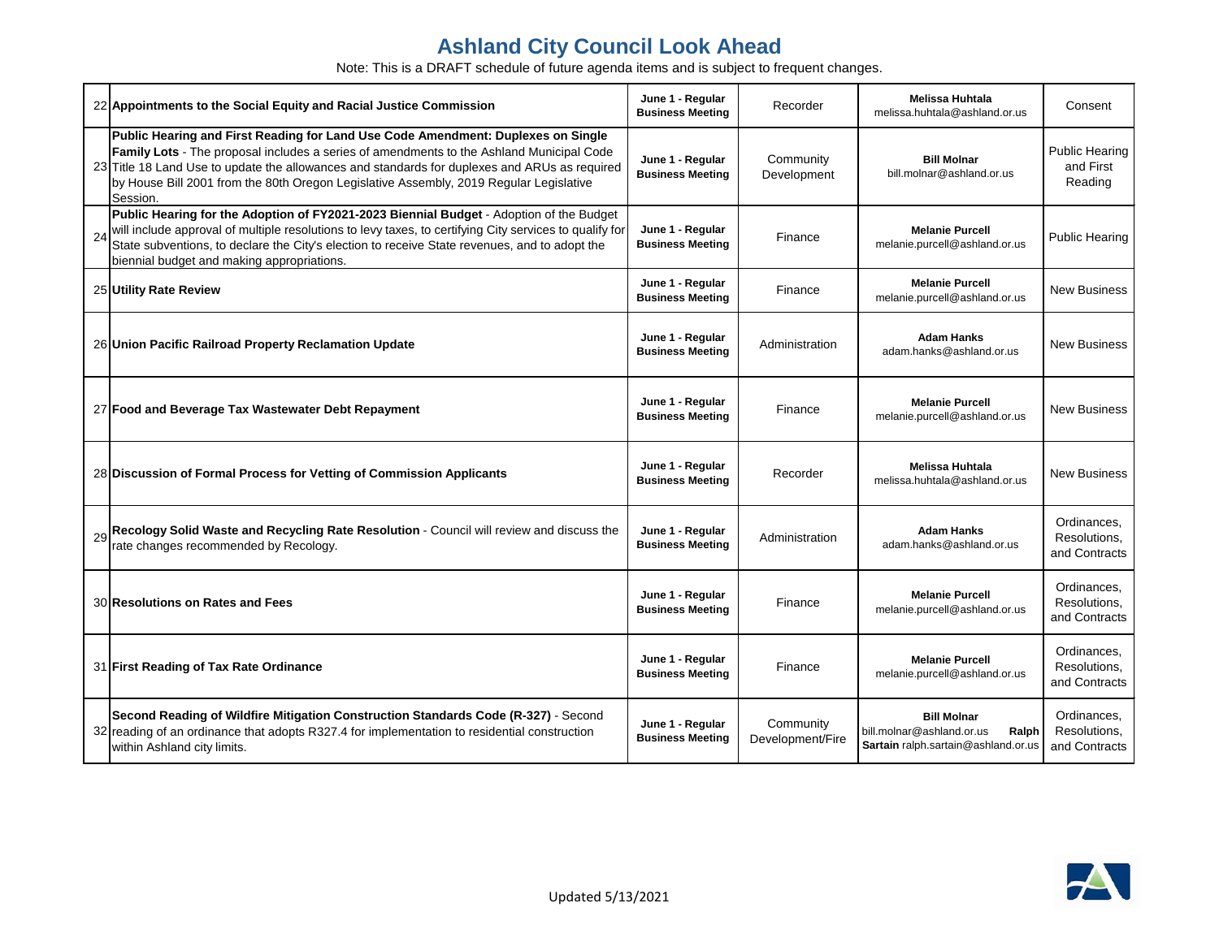# Ashland City Council Look Ahead

Note: This is a DRAFT schedule of future agenda items and is subject to frequent changes.

| # | Item | Meeting | Department | Contact | Section |
|---|---|---|---|---|---|
| 22 | **Appointments to the Social Equity and Racial Justice Commission** | **June 1 - Regular Business Meeting** | Recorder | **Melissa Huhtala** melissa.huhtala@ashland.or.us | Consent |
| 23 | **Public Hearing and First Reading for Land Use Code Amendment: Duplexes on Single Family Lots** - The proposal includes a series of amendments to the Ashland Municipal Code Title 18 Land Use to update the allowances and standards for duplexes and ARUs as required by House Bill 2001 from the 80th Oregon Legislative Assembly, 2019 Regular Legislative Session. | **June 1 - Regular Business Meeting** | Community Development | **Bill Molnar** bill.molnar@ashland.or.us | Public Hearing and First Reading |
| 24 | **Public Hearing for the Adoption of FY2021-2023 Biennial Budget** - Adoption of the Budget will include approval of multiple resolutions to levy taxes, to certifying City services to qualify for State subventions, to declare the City's election to receive State revenues, and to adopt the biennial budget and making appropriations. | **June 1 - Regular Business Meeting** | Finance | **Melanie Purcell** melanie.purcell@ashland.or.us | Public Hearing |
| 25 | **Utility Rate Review** | **June 1 - Regular Business Meeting** | Finance | **Melanie Purcell** melanie.purcell@ashland.or.us | New Business |
| 26 | **Union Pacific Railroad Property Reclamation Update** | **June 1 - Regular Business Meeting** | Administration | **Adam Hanks** adam.hanks@ashland.or.us | New Business |
| 27 | **Food and Beverage Tax Wastewater Debt Repayment** | **June 1 - Regular Business Meeting** | Finance | **Melanie Purcell** melanie.purcell@ashland.or.us | New Business |
| 28 | **Discussion of Formal Process for Vetting of Commission Applicants** | **June 1 - Regular Business Meeting** | Recorder | **Melissa Huhtala** melissa.huhtala@ashland.or.us | New Business |
| 29 | **Recology Solid Waste and Recycling Rate Resolution** - Council will review and discuss the rate changes recommended by Recology. | **June 1 - Regular Business Meeting** | Administration | **Adam Hanks** adam.hanks@ashland.or.us | Ordinances, Resolutions, and Contracts |
| 30 | **Resolutions on Rates and Fees** | **June 1 - Regular Business Meeting** | Finance | **Melanie Purcell** melanie.purcell@ashland.or.us | Ordinances, Resolutions, and Contracts |
| 31 | **First Reading of Tax Rate Ordinance** | **June 1 - Regular Business Meeting** | Finance | **Melanie Purcell** melanie.purcell@ashland.or.us | Ordinances, Resolutions, and Contracts |
| 32 | **Second Reading of Wildfire Mitigation Construction Standards Code (R-327)** - Second reading of an ordinance that adopts R327.4 for implementation to residential construction within Ashland city limits. | **June 1 - Regular Business Meeting** | Community Development/Fire | **Bill Molnar** bill.molnar@ashland.or.us **Ralph Sartain** ralph.sartain@ashland.or.us | Ordinances, Resolutions, and Contracts |

Updated 5/13/2021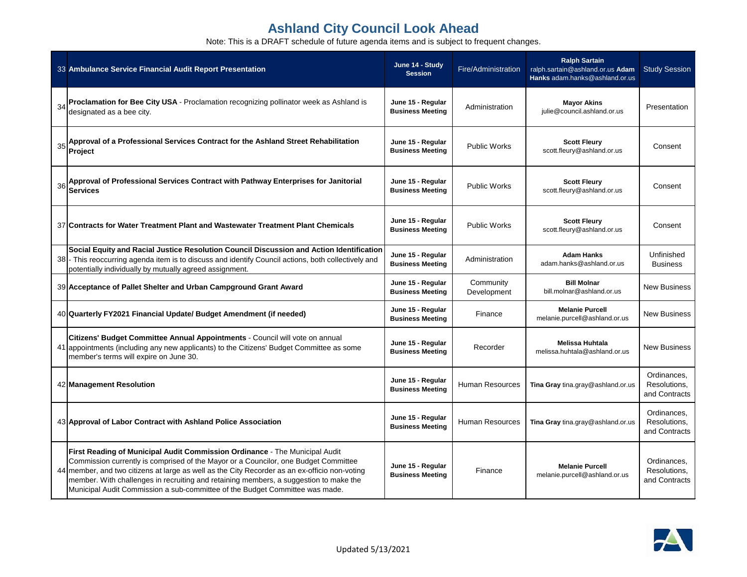# Ashland City Council Look Ahead

Note: This is a DRAFT schedule of future agenda items and is subject to frequent changes.

| # | Item | Meeting | Department | Contact | Type |
|---|---|---|---|---|---|
| 33 | **Ambulance Service Financial Audit Report Presentation** | **June 14 - Study Session** | Fire/Administration | **Ralph Sartain** ralph.sartain@ashland.or.us **Adam Hanks** adam.hanks@ashland.or.us | Study Session |
| 34 | **Proclamation for Bee City USA** - Proclamation recognizing pollinator week as Ashland is designated as a bee city. | **June 15 - Regular Business Meeting** | Administration | **Mayor Akins** julie@council.ashland.or.us | Presentation |
| 35 | **Approval of a Professional Services Contract for the Ashland Street Rehabilitation Project** | **June 15 - Regular Business Meeting** | Public Works | **Scott Fleury** scott.fleury@ashland.or.us | Consent |
| 36 | **Approval of Professional Services Contract with Pathway Enterprises for Janitorial Services** | **June 15 - Regular Business Meeting** | Public Works | **Scott Fleury** scott.fleury@ashland.or.us | Consent |
| 37 | **Contracts for Water Treatment Plant and Wastewater Treatment Plant Chemicals** | **June 15 - Regular Business Meeting** | Public Works | **Scott Fleury** scott.fleury@ashland.or.us | Consent |
| 38 | **Social Equity and Racial Justice Resolution Council Discussion and Action Identification** - This reoccurring agenda item is to discuss and identify Council actions, both collectively and potentially individually by mutually agreed assignment. | **June 15 - Regular Business Meeting** | Administration | **Adam Hanks** adam.hanks@ashland.or.us | Unfinished Business |
| 39 | **Acceptance of Pallet Shelter and Urban Campground Grant Award** | **June 15 - Regular Business Meeting** | Community Development | **Bill Molnar** bill.molnar@ashland.or.us | New Business |
| 40 | **Quarterly FY2021 Financial Update/ Budget Amendment (if needed)** | **June 15 - Regular Business Meeting** | Finance | **Melanie Purcell** melanie.purcell@ashland.or.us | New Business |
| 41 | **Citizens' Budget Committee Annual Appointments** - Council will vote on annual appointments (including any new applicants) to the Citizens' Budget Committee as some member's terms will expire on June 30. | **June 15 - Regular Business Meeting** | Recorder | **Melissa Huhtala** melissa.huhtala@ashland.or.us | New Business |
| 42 | **Management Resolution** | **June 15 - Regular Business Meeting** | Human Resources | **Tina Gray** tina.gray@ashland.or.us | Ordinances, Resolutions, and Contracts |
| 43 | **Approval of Labor Contract with Ashland Police Association** | **June 15 - Regular Business Meeting** | Human Resources | **Tina Gray** tina.gray@ashland.or.us | Ordinances, Resolutions, and Contracts |
| 44 | **First Reading of Municipal Audit Commission Ordinance** - The Municipal Audit Commission currently is comprised of the Mayor or a Councilor, one Budget Committee member, and two citizens at large as well as the City Recorder as an ex-officio non-voting member. With challenges in recruiting and retaining members, a suggestion to make the Municipal Audit Commission a sub-committee of the Budget Committee was made. | **June 15 - Regular Business Meeting** | Finance | **Melanie Purcell** melanie.purcell@ashland.or.us | Ordinances, Resolutions, and Contracts |

Updated 5/13/2021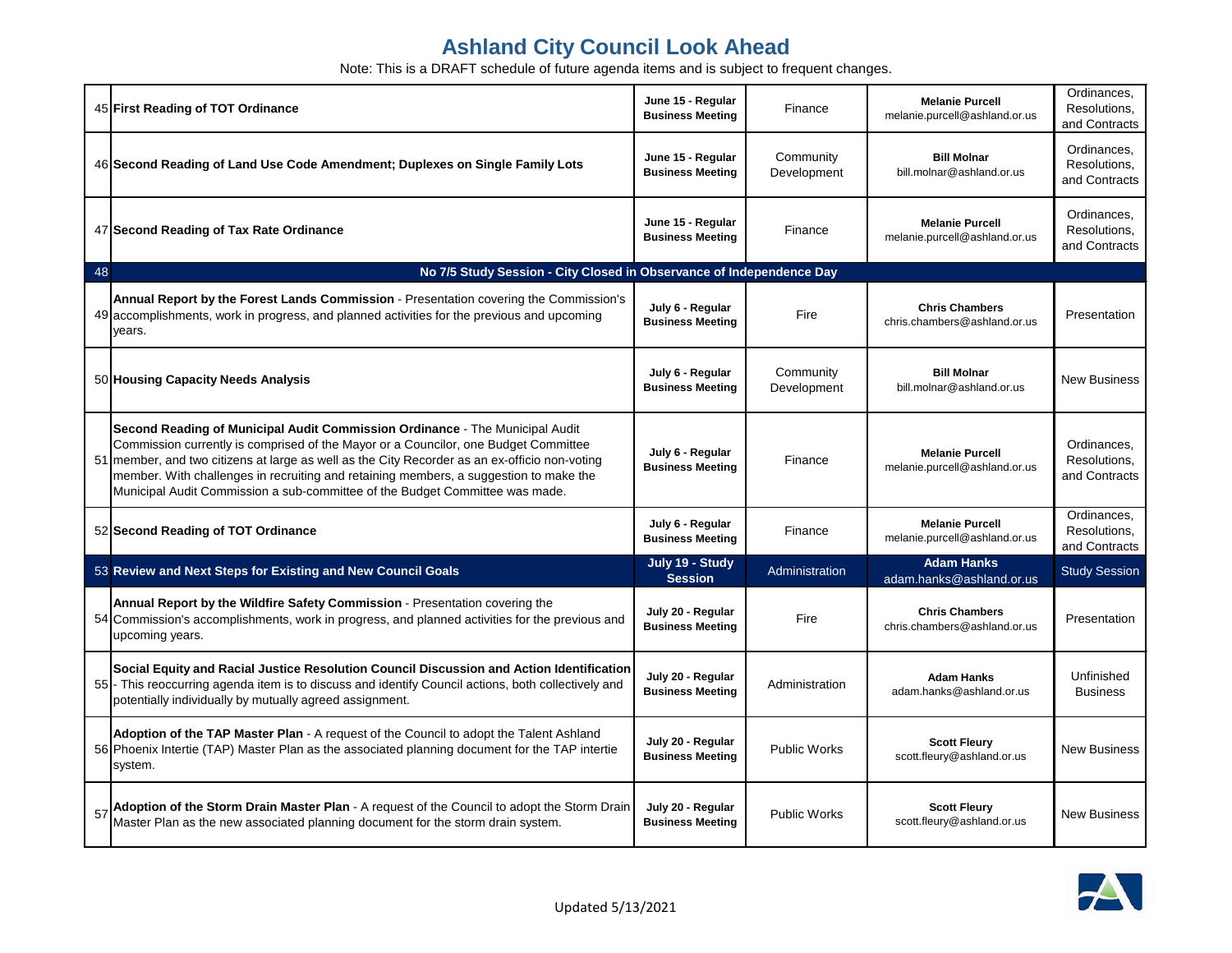# Ashland City Council Look Ahead

Note: This is a DRAFT schedule of future agenda items and is subject to frequent changes.

| # | Item | Date | Department | Contact | Type |
|---|---|---|---|---|---|
| 45 | **First Reading of TOT Ordinance** | **June 15 - Regular Business Meeting** | Finance | **Melanie Purcell** melanie.purcell@ashland.or.us | Ordinances, Resolutions, and Contracts |
| 46 | **Second Reading of Land Use Code Amendment; Duplexes on Single Family Lots** | **June 15 - Regular Business Meeting** | Community Development | **Bill Molnar** bill.molnar@ashland.or.us | Ordinances, Resolutions, and Contracts |
| 47 | **Second Reading of Tax Rate Ordinance** | **June 15 - Regular Business Meeting** | Finance | **Melanie Purcell** melanie.purcell@ashland.or.us | Ordinances, Resolutions, and Contracts |
| 48 | **No 7/5 Study Session - City Closed in Observance of Independence Day** | | | | |
| 49 | **Annual Report by the Forest Lands Commission** - Presentation covering the Commission's accomplishments, work in progress, and planned activities for the previous and upcoming years. | **July 6 - Regular Business Meeting** | Fire | **Chris Chambers** chris.chambers@ashland.or.us | Presentation |
| 50 | **Housing Capacity Needs Analysis** | **July 6 - Regular Business Meeting** | Community Development | **Bill Molnar** bill.molnar@ashland.or.us | New Business |
| 51 | **Second Reading of Municipal Audit Commission Ordinance** - The Municipal Audit Commission currently is comprised of the Mayor or a Councilor, one Budget Committee member, and two citizens at large as well as the City Recorder as an ex-officio non-voting member. With challenges in recruiting and retaining members, a suggestion to make the Municipal Audit Commission a sub-committee of the Budget Committee was made. | **July 6 - Regular Business Meeting** | Finance | **Melanie Purcell** melanie.purcell@ashland.or.us | Ordinances, Resolutions, and Contracts |
| 52 | **Second Reading of TOT Ordinance** | **July 6 - Regular Business Meeting** | Finance | **Melanie Purcell** melanie.purcell@ashland.or.us | Ordinances, Resolutions, and Contracts |
| 53 | **Review and Next Steps for Existing and New Council Goals** | **July 19 - Study Session** | Administration | **Adam Hanks** adam.hanks@ashland.or.us | Study Session |
| 54 | **Annual Report by the Wildfire Safety Commission** - Presentation covering the Commission's accomplishments, work in progress, and planned activities for the previous and upcoming years. | **July 20 - Regular Business Meeting** | Fire | **Chris Chambers** chris.chambers@ashland.or.us | Presentation |
| 55 | **Social Equity and Racial Justice Resolution Council Discussion and Action Identification** - This reoccurring agenda item is to discuss and identify Council actions, both collectively and potentially individually by mutually agreed assignment. | **July 20 - Regular Business Meeting** | Administration | **Adam Hanks** adam.hanks@ashland.or.us | Unfinished Business |
| 56 | **Adoption of the TAP Master Plan** - A request of the Council to adopt the Talent Ashland Phoenix Intertie (TAP) Master Plan as the associated planning document for the TAP intertie system. | **July 20 - Regular Business Meeting** | Public Works | **Scott Fleury** scott.fleury@ashland.or.us | New Business |
| 57 | **Adoption of the Storm Drain Master Plan** - A request of the Council to adopt the Storm Drain Master Plan as the new associated planning document for the storm drain system. | **July 20 - Regular Business Meeting** | Public Works | **Scott Fleury** scott.fleury@ashland.or.us | New Business |

Updated 5/13/2021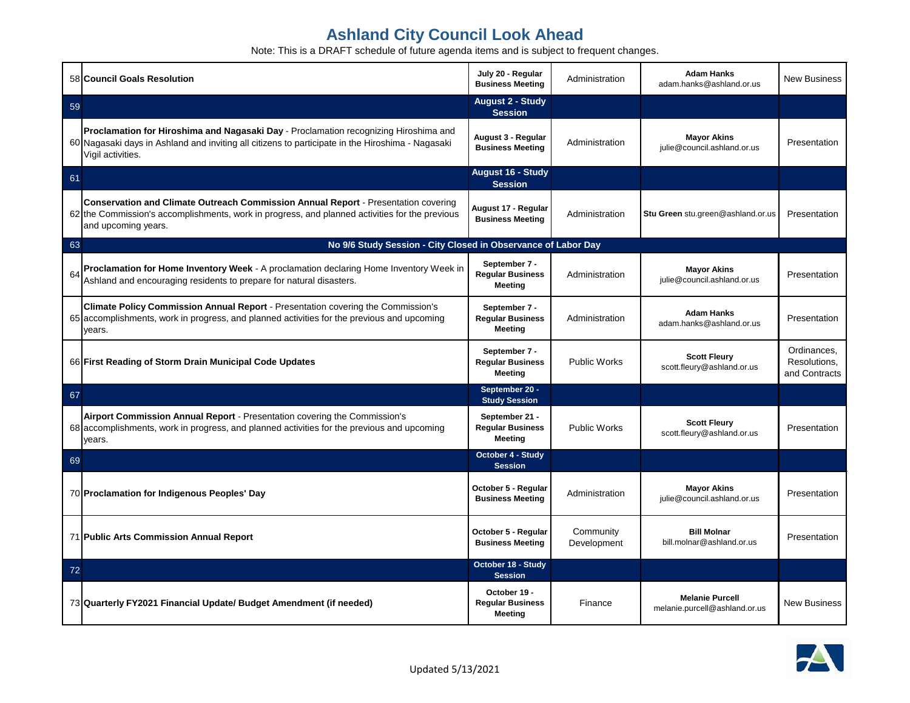# Ashland City Council Look Ahead

Note: This is a DRAFT schedule of future agenda items and is subject to frequent changes.

| | | | | | |
|---|---|---|---|---|---|
| 58 | **Council Goals Resolution** | **July 20 - Regular Business Meeting** | Administration | **Adam Hanks** adam.hanks@ashland.or.us | New Business |
| 59 | | **August 2 - Study Session** | | | |
| 60 | **Proclamation for Hiroshima and Nagasaki Day** - Proclamation recognizing Hiroshima and Nagasaki days in Ashland and inviting all citizens to participate in the Hiroshima - Nagasaki Vigil activities. | **August 3 - Regular Business Meeting** | Administration | **Mayor Akins** julie@council.ashland.or.us | Presentation |
| 61 | | **August 16 - Study Session** | | | |
| 62 | **Conservation and Climate Outreach Commission Annual Report** - Presentation covering the Commission's accomplishments, work in progress, and planned activities for the previous and upcoming years. | **August 17 - Regular Business Meeting** | Administration | **Stu Green** stu.green@ashland.or.us | Presentation |
| 63 | **No 9/6 Study Session - City Closed in Observance of Labor Day** | | | | |
| 64 | **Proclamation for Home Inventory Week** - A proclamation declaring Home Inventory Week in Ashland and encouraging residents to prepare for natural disasters. | **September 7 - Regular Business Meeting** | Administration | **Mayor Akins** julie@council.ashland.or.us | Presentation |
| 65 | **Climate Policy Commission Annual Report** - Presentation covering the Commission's accomplishments, work in progress, and planned activities for the previous and upcoming years. | **September 7 - Regular Business Meeting** | Administration | **Adam Hanks** adam.hanks@ashland.or.us | Presentation |
| 66 | **First Reading of Storm Drain Municipal Code Updates** | **September 7 - Regular Business Meeting** | Public Works | **Scott Fleury** scott.fleury@ashland.or.us | Ordinances, Resolutions, and Contracts |
| 67 | | **September 20 - Study Session** | | | |
| 68 | **Airport Commission Annual Report** - Presentation covering the Commission's accomplishments, work in progress, and planned activities for the previous and upcoming years. | **September 21 - Regular Business Meeting** | Public Works | **Scott Fleury** scott.fleury@ashland.or.us | Presentation |
| 69 | | **October 4 - Study Session** | | | |
| 70 | **Proclamation for Indigenous Peoples' Day** | **October 5 - Regular Business Meeting** | Administration | **Mayor Akins** julie@council.ashland.or.us | Presentation |
| 71 | **Public Arts Commission Annual Report** | **October 5 - Regular Business Meeting** | Community Development | **Bill Molnar** bill.molnar@ashland.or.us | Presentation |
| 72 | | **October 18 - Study Session** | | | |
| 73 | **Quarterly FY2021 Financial Update/ Budget Amendment (if needed)** | **October 19 - Regular Business Meeting** | Finance | **Melanie Purcell** melanie.purcell@ashland.or.us | New Business |

Updated 5/13/2021